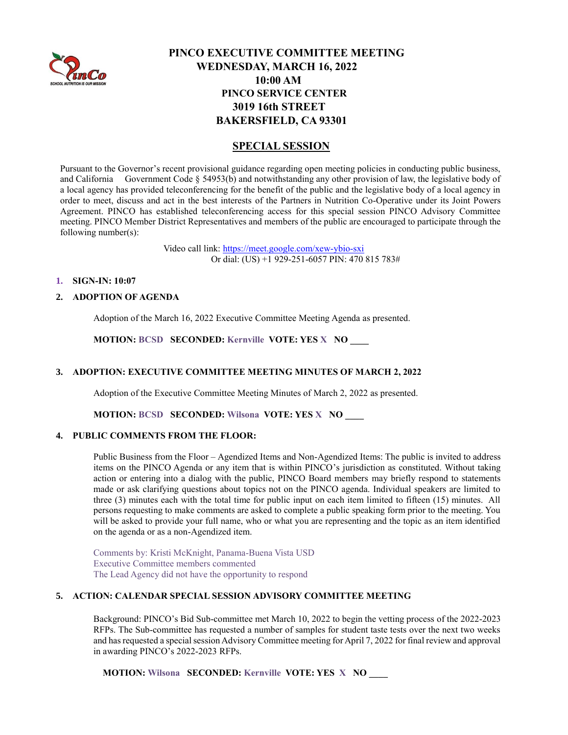# PINCO EXECUTIVE COMMITTEE MEETING
## WEDNESDAY, MARCH 16, 2022
## 10:00 AM
## PINCO SERVICE CENTER
## 3019 16th STREET
## BAKERSFIELD, CA 93301

## SPECIAL SESSION

Pursuant to the Governor's recent provisional guidance regarding open meeting policies in conducting public business, and California Government Code § 54953(b) and notwithstanding any other provision of law, the legislative body of a local agency has provided teleconferencing for the benefit of the public and the legislative body of a local agency in order to meet, discuss and act in the best interests of the Partners in Nutrition Co-Operative under its Joint Powers Agreement. PINCO has established teleconferencing access for this special session PINCO Advisory Committee meeting. PINCO Member District Representatives and members of the public are encouraged to participate through the following number(s):

Video call link: https://meet.google.com/xew-ybio-sxi
Or dial: (US) +1 929-251-6057 PIN: 470 815 783#

1. **SIGN-IN: 10:07**

2. **ADOPTION OF AGENDA**

   Adoption of the March 16, 2022 Executive Committee Meeting Agenda as presented.

   **MOTION:** BCSD **SECONDED:** Kernville **VOTE: YES** X **NO** ____

3. **ADOPTION: EXECUTIVE COMMITTEE MEETING MINUTES OF MARCH 2, 2022**

   Adoption of the Executive Committee Meeting Minutes of March 2, 2022 as presented.

   **MOTION:** BCSD **SECONDED:** Wilsona **VOTE: YES** X **NO** ____

4. **PUBLIC COMMENTS FROM THE FLOOR:**

   Public Business from the Floor – Agendized Items and Non-Agendized Items: The public is invited to address items on the PINCO Agenda or any item that is within PINCO's jurisdiction as constituted. Without taking action or entering into a dialog with the public, PINCO Board members may briefly respond to statements made or ask clarifying questions about topics not on the PINCO agenda. Individual speakers are limited to three (3) minutes each with the total time for public input on each item limited to fifteen (15) minutes. All persons requesting to make comments are asked to complete a public speaking form prior to the meeting. You will be asked to provide your full name, who or what you are representing and the topic as an item identified on the agenda or as a non-Agendized item.

   Comments by: Kristi McKnight, Panama-Buena Vista USD
   Executive Committee members commented
   The Lead Agency did not have the opportunity to respond

5. **ACTION: CALENDAR SPECIAL SESSION ADVISORY COMMITTEE MEETING**

   Background: PINCO's Bid Sub-committee met March 10, 2022 to begin the vetting process of the 2022-2023 RFPs. The Sub-committee has requested a number of samples for student taste tests over the next two weeks and has requested a special session Advisory Committee meeting for April 7, 2022 for final review and approval in awarding PINCO's 2022-2023 RFPs.

   **MOTION:** Wilsona **SECONDED:** Kernville **VOTE: YES** X **NO** ____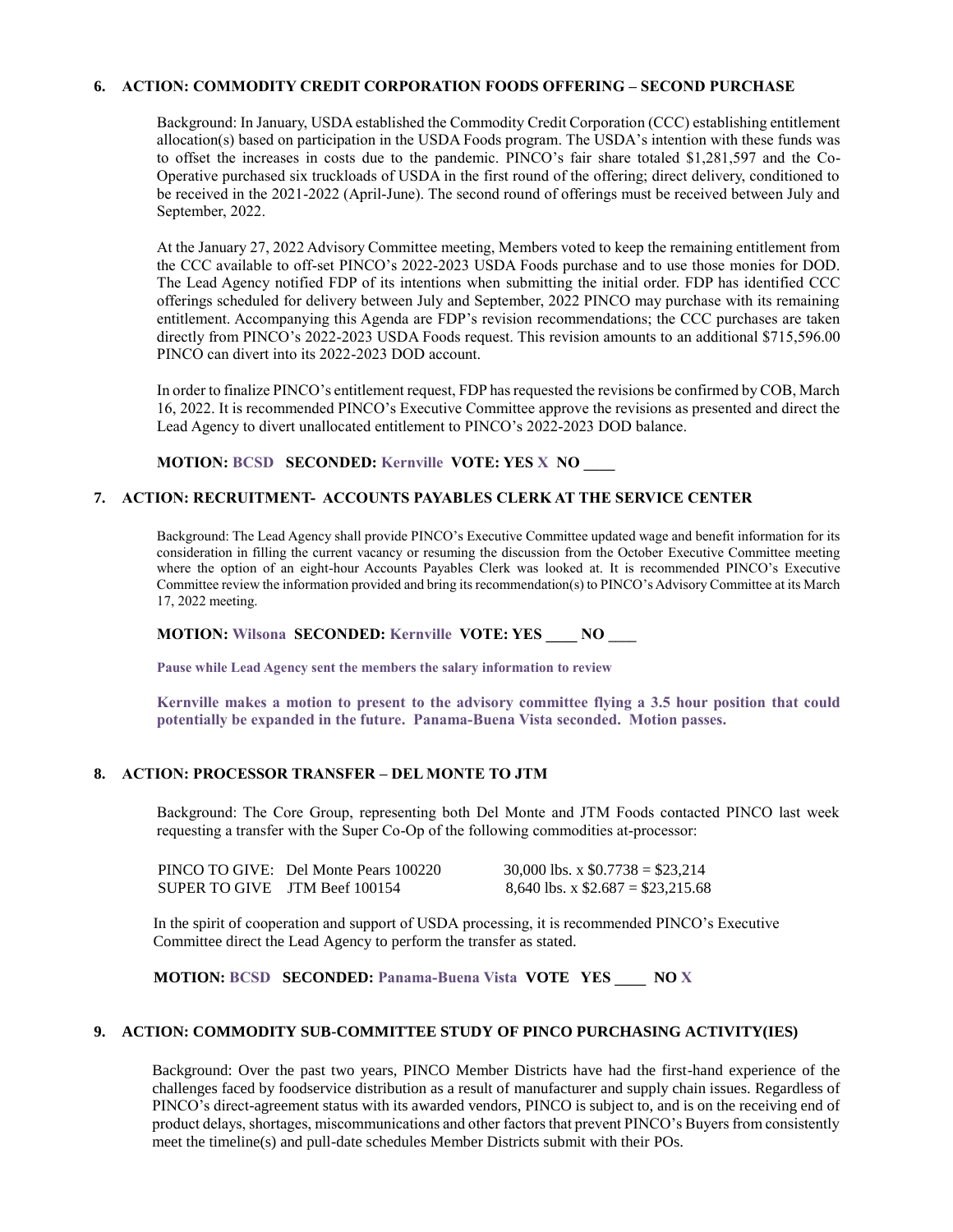**6. ACTION: COMMODITY CREDIT CORPORATION FOODS OFFERING – SECOND PURCHASE**

Background: In January, USDA established the Commodity Credit Corporation (CCC) establishing entitlement allocation(s) based on participation in the USDA Foods program. The USDA's intention with these funds was to offset the increases in costs due to the pandemic. PINCO's fair share totaled $1,281,597 and the Co-Operative purchased six truckloads of USDA in the first round of the offering; direct delivery, conditioned to be received in the 2021-2022 (April-June). The second round of offerings must be received between July and September, 2022.

At the January 27, 2022 Advisory Committee meeting, Members voted to keep the remaining entitlement from the CCC available to off-set PINCO's 2022-2023 USDA Foods purchase and to use those monies for DOD. The Lead Agency notified FDP of its intentions when submitting the initial order. FDP has identified CCC offerings scheduled for delivery between July and September, 2022 PINCO may purchase with its remaining entitlement. Accompanying this Agenda are FDP's revision recommendations; the CCC purchases are taken directly from PINCO's 2022-2023 USDA Foods request. This revision amounts to an additional $715,596.00 PINCO can divert into its 2022-2023 DOD account.

In order to finalize PINCO's entitlement request, FDP has requested the revisions be confirmed by COB, March 16, 2022. It is recommended PINCO's Executive Committee approve the revisions as presented and direct the Lead Agency to divert unallocated entitlement to PINCO's 2022-2023 DOD balance.

**MOTION:** BCSD **SECONDED:** Kernville **VOTE: YES** X **NO ____**

**7. ACTION: RECRUITMENT- ACCOUNTS PAYABLES CLERK AT THE SERVICE CENTER**

Background: The Lead Agency shall provide PINCO's Executive Committee updated wage and benefit information for its consideration in filling the current vacancy or resuming the discussion from the October Executive Committee meeting where the option of an eight-hour Accounts Payables Clerk was looked at. It is recommended PINCO's Executive Committee review the information provided and bring its recommendation(s) to PINCO's Advisory Committee at its March 17, 2022 meeting.

**MOTION:** Wilsona **SECONDED:** Kernville **VOTE: YES ____ NO ____**

**Pause while Lead Agency sent the members the salary information to review**

**Kernville makes a motion to present to the advisory committee flying a 3.5 hour position that could potentially be expanded in the future. Panama-Buena Vista seconded. Motion passes.**

**8. ACTION: PROCESSOR TRANSFER – DEL MONTE TO JTM**

Background: The Core Group, representing both Del Monte and JTM Foods contacted PINCO last week requesting a transfer with the Super Co-Op of the following commodities at-processor:

| | | |
|---|---|---|
| PINCO TO GIVE: | Del Monte Pears 100220 | 30,000 lbs. x $0.7738 = $23,214 |
| SUPER TO GIVE | JTM Beef 100154 | 8,640 lbs. x $2.687 = $23,215.68 |

In the spirit of cooperation and support of USDA processing, it is recommended PINCO's Executive Committee direct the Lead Agency to perform the transfer as stated.

**MOTION:** BCSD **SECONDED:** Panama-Buena Vista **VOTE YES ____ NO** X

**9. ACTION: COMMODITY SUB-COMMITTEE STUDY OF PINCO PURCHASING ACTIVITY(IES)**

Background: Over the past two years, PINCO Member Districts have had the first-hand experience of the challenges faced by foodservice distribution as a result of manufacturer and supply chain issues. Regardless of PINCO's direct-agreement status with its awarded vendors, PINCO is subject to, and is on the receiving end of product delays, shortages, miscommunications and other factors that prevent PINCO's Buyers from consistently meet the timeline(s) and pull-date schedules Member Districts submit with their POs.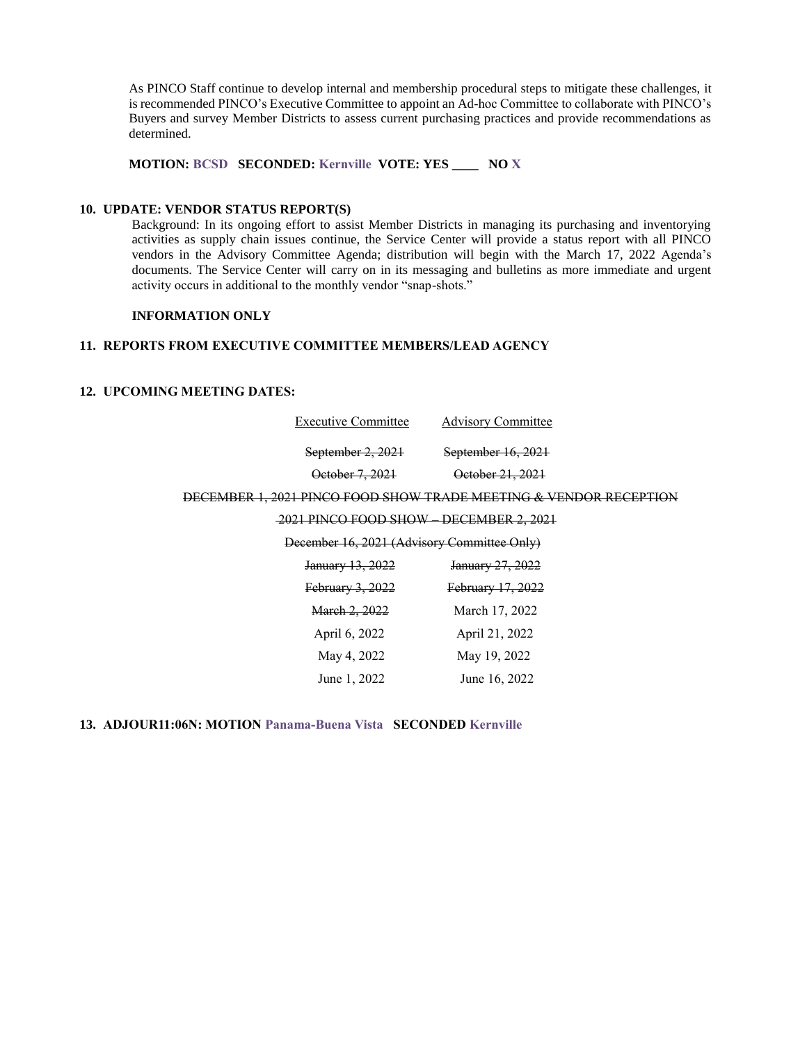As PINCO Staff continue to develop internal and membership procedural steps to mitigate these challenges, it is recommended PINCO's Executive Committee to appoint an Ad-hoc Committee to collaborate with PINCO's Buyers and survey Member Districts to assess current purchasing practices and provide recommendations as determined.

**MOTION: BCSD SECONDED: Kernville VOTE: YES \_\_\_\_ NO X**

**10. UPDATE: VENDOR STATUS REPORT(S)**

Background: In its ongoing effort to assist Member Districts in managing its purchasing and inventorying activities as supply chain issues continue, the Service Center will provide a status report with all PINCO vendors in the Advisory Committee Agenda; distribution will begin with the March 17, 2022 Agenda's documents. The Service Center will carry on in its messaging and bulletins as more immediate and urgent activity occurs in additional to the monthly vendor "snap-shots."

**INFORMATION ONLY**

**11. REPORTS FROM EXECUTIVE COMMITTEE MEMBERS/LEAD AGENCY**

**12. UPCOMING MEETING DATES:**

| Executive Committee | Advisory Committee |
| --- | --- |
| ~~September 2, 2021~~ | ~~September 16, 2021~~ |
| ~~October 7, 2021~~ | ~~October 21, 2021~~ |
| ~~DECEMBER 1, 2021 PINCO FOOD SHOW TRADE MEETING & VENDOR RECEPTION~~ | |
| ~~2021 PINCO FOOD SHOW – DECEMBER 2, 2021~~ | |
| ~~December 16, 2021 (Advisory Committee Only)~~ | |
| ~~January 13, 2022~~ | ~~January 27, 2022~~ |
| ~~February 3, 2022~~ | ~~February 17, 2022~~ |
| ~~March 2, 2022~~ | March 17, 2022 |
| April 6, 2022 | April 21, 2022 |
| May 4, 2022 | May 19, 2022 |
| June 1, 2022 | June 16, 2022 |

**13. ADJOUR11:06N: MOTION Panama-Buena Vista SECONDED Kernville**